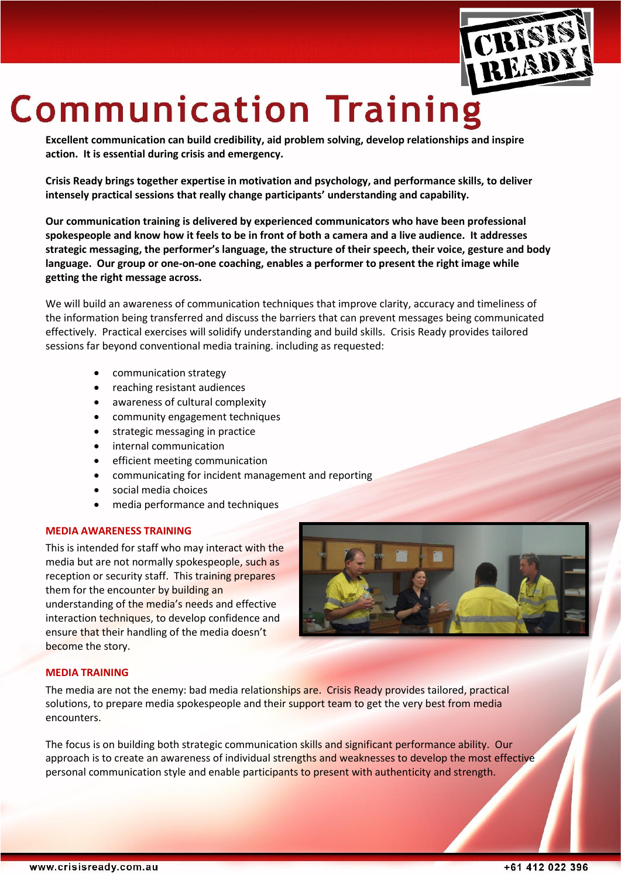# Communication Training

**Excellent communication can build credibility, aid problem solving, develop relationships and inspire action. It is essential during crisis and emergency.**

**Crisis Ready brings together expertise in motivation and psychology, and performance skills, to deliver intensely practical sessions that really change participants' understanding and capability.**

**Our communication training is delivered by experienced communicators who have been professional spokespeople and know how it feels to be in front of both a camera and a live audience. It addresses strategic messaging, the performer's language, the structure of their speech, their voice, gesture and body language. Our group or one-on-one coaching, enables a performer to present the right image while getting the right message across.**

We will build an awareness of communication techniques that improve clarity, accuracy and timeliness of the information being transferred and discuss the barriers that can prevent messages being communicated effectively. Practical exercises will solidify understanding and build skills. Crisis Ready provides tailored sessions far beyond conventional media training. including as requested:

- communication strategy
- reaching resistant audiences
- awareness of cultural complexity
- community engagement techniques
- strategic messaging in practice
- internal communication
- efficient meeting communication
- communicating for incident management and reporting
- social media choices
- media performance and techniques

## MEDIA AWARENESS TRAINING

This is intended for staff who may interact with the media but are not normally spokespeople, such as reception or security staff. This training prepares them for the encounter by building an understanding of the media's needs and effective interaction techniques, to develop confidence and ensure that their handling of the media doesn't become the story.

## MEDIA TRAINING

The media are not the enemy: bad media relationships are. Crisis Ready provides tailored, practical solutions, to prepare media spokespeople and their support team to get the very best from media encounters.

The focus is on building both strategic communication skills and significant performance ability. Our approach is to create an awareness of individual strengths and weaknesses to develop the most effective personal communication style and enable participants to present with authenticity and strength.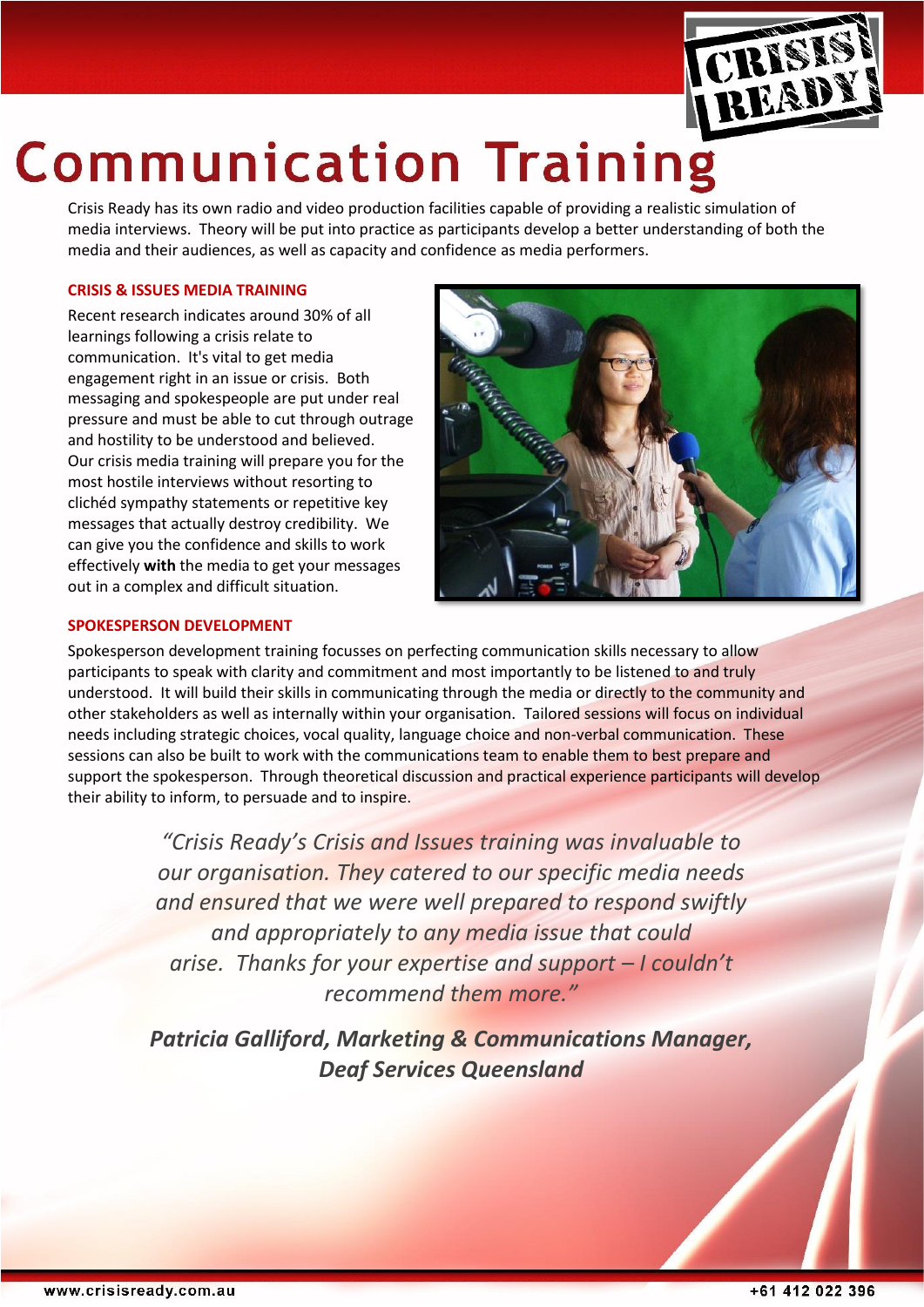# Communication Training

Crisis Ready has its own radio and video production facilities capable of providing a realistic simulation of media interviews. Theory will be put into practice as participants develop a better understanding of both the media and their audiences, as well as capacity and confidence as media performers.

## CRISIS & ISSUES MEDIA TRAINING

Recent research indicates around 30% of all learnings following a crisis relate to communication. It's vital to get media engagement right in an issue or crisis. Both messaging and spokespeople are put under real pressure and must be able to cut through outrage and hostility to be understood and believed. Our crisis media training will prepare you for the most hostile interviews without resorting to clichéd sympathy statements or repetitive key messages that actually destroy credibility. We can give you the confidence and skills to work effectively **with** the media to get your messages out in a complex and difficult situation.

## SPOKESPERSON DEVELOPMENT

Spokesperson development training focusses on perfecting communication skills necessary to allow participants to speak with clarity and commitment and most importantly to be listened to and truly understood. It will build their skills in communicating through the media or directly to the community and other stakeholders as well as internally within your organisation. Tailored sessions will focus on individual needs including strategic choices, vocal quality, language choice and non-verbal communication. These sessions can also be built to work with the communications team to enable them to best prepare and support the spokesperson. Through theoretical discussion and practical experience participants will develop their ability to inform, to persuade and to inspire.

*"Crisis Ready's Crisis and Issues training was invaluable to our organisation. They catered to our specific media needs and ensured that we were well prepared to respond swiftly and appropriately to any media issue that could arise. Thanks for your expertise and support – I couldn't recommend them more."*

***Patricia Galliford, Marketing & Communications Manager, Deaf Services Queensland***

www.crisisready.com.au +61 412 022 396